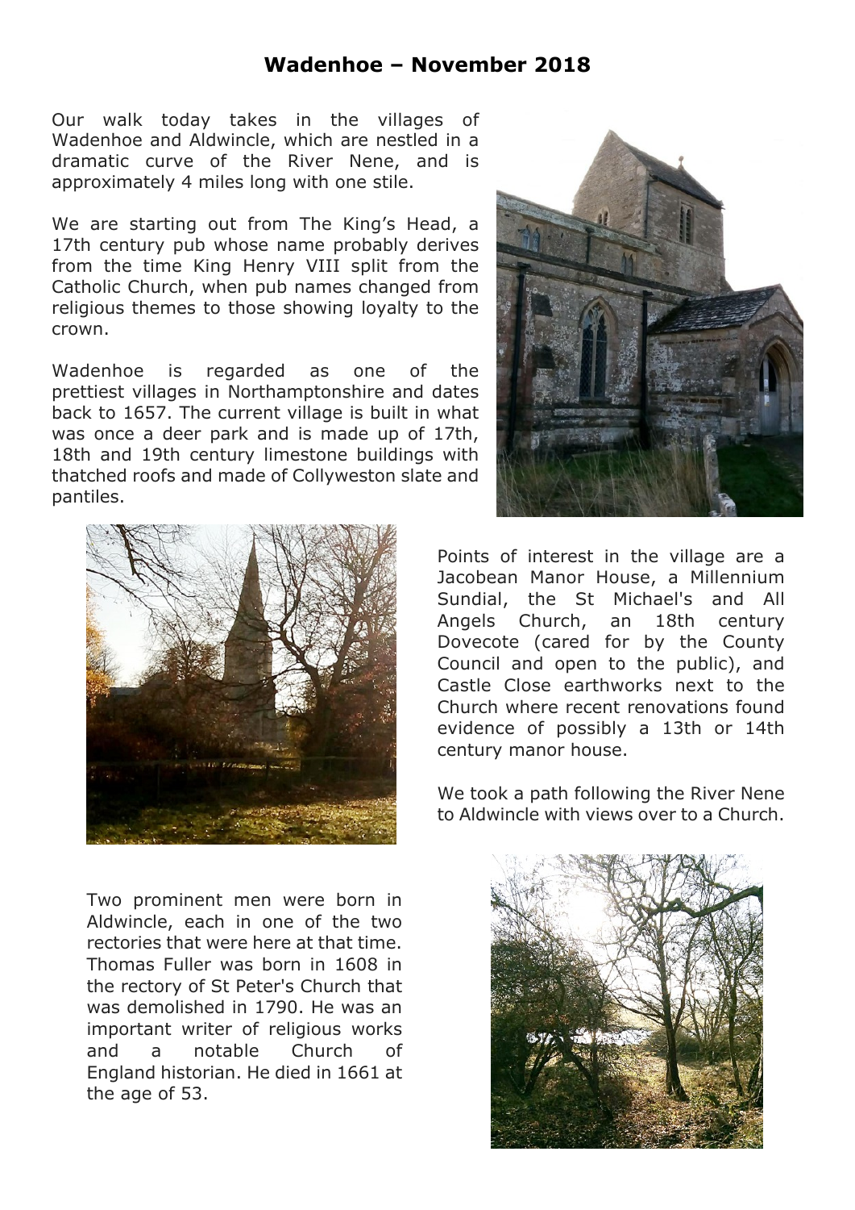# Wadenhoe – November 2018

Our walk today takes in the villages of Wadenhoe and Aldwincle, which are nestled in a dramatic curve of the River Nene, and is approximately 4 miles long with one stile.

We are starting out from The King's Head, a 17th century pub whose name probably derives from the time King Henry VIII split from the Catholic Church, when pub names changed from religious themes to those showing loyalty to the crown.

Wadenhoe is regarded as one of the prettiest villages in Northamptonshire and dates back to 1657. The current village is built in what was once a deer park and is made up of 17th, 18th and 19th century limestone buildings with thatched roofs and made of Collyweston slate and pantiles.

Points of interest in the village are a Jacobean Manor House, a Millennium Sundial, the St Michael's and All Angels Church, an 18th century Dovecote (cared for by the County Council and open to the public), and Castle Close earthworks next to the Church where recent renovations found evidence of possibly a 13th or 14th century manor house.

We took a path following the River Nene to Aldwincle with views over to a Church.

Two prominent men were born in Aldwincle, each in one of the two rectories that were here at that time. Thomas Fuller was born in 1608 in the rectory of St Peter's Church that was demolished in 1790. He was an important writer of religious works and a notable Church of England historian. He died in 1661 at the age of 53.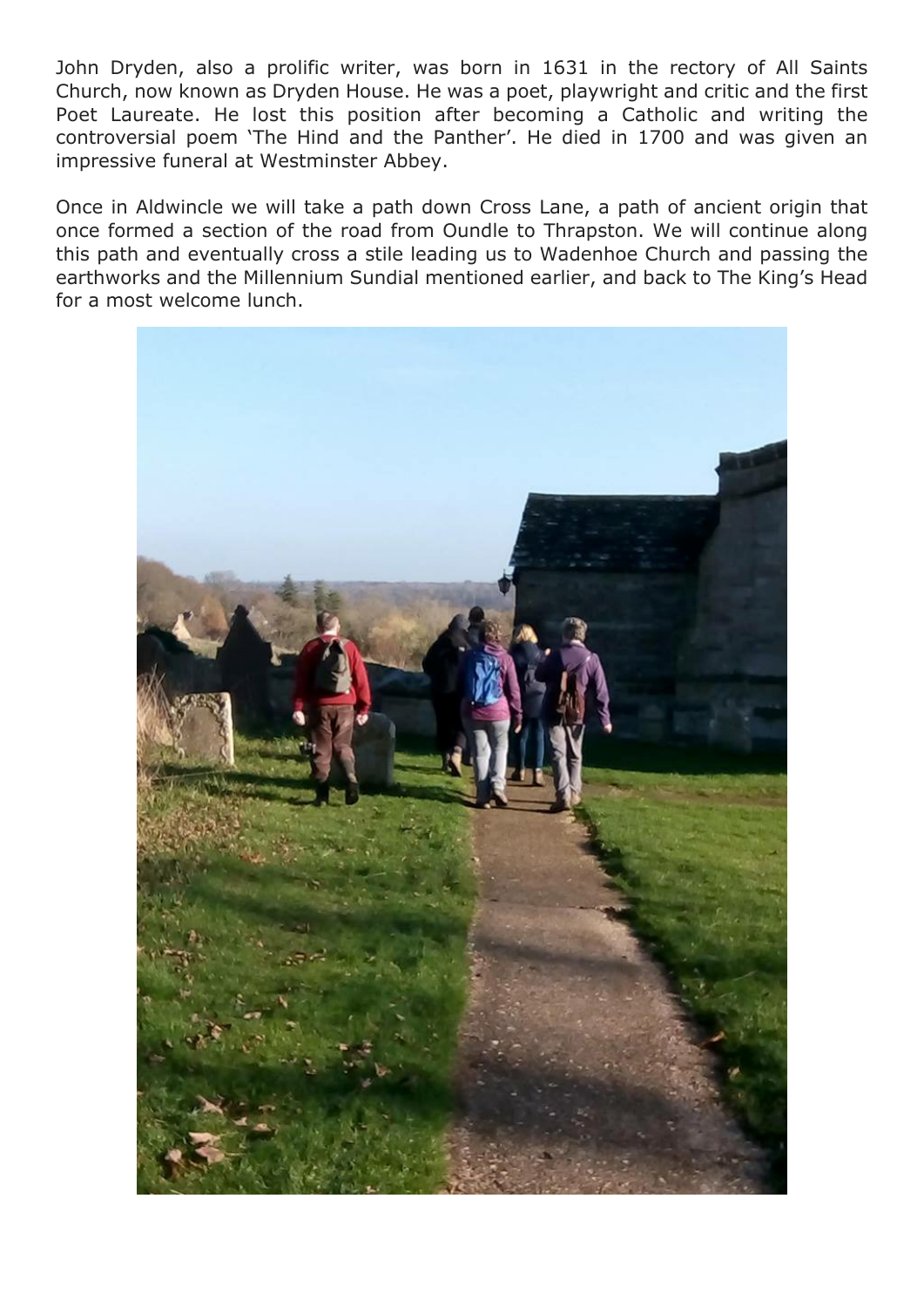John Dryden, also a prolific writer, was born in 1631 in the rectory of All Saints Church, now known as Dryden House. He was a poet, playwright and critic and the first Poet Laureate. He lost this position after becoming a Catholic and writing the controversial poem 'The Hind and the Panther'. He died in 1700 and was given an impressive funeral at Westminster Abbey.

Once in Aldwincle we will take a path down Cross Lane, a path of ancient origin that once formed a section of the road from Oundle to Thrapston. We will continue along this path and eventually cross a stile leading us to Wadenhoe Church and passing the earthworks and the Millennium Sundial mentioned earlier, and back to The King's Head for a most welcome lunch.